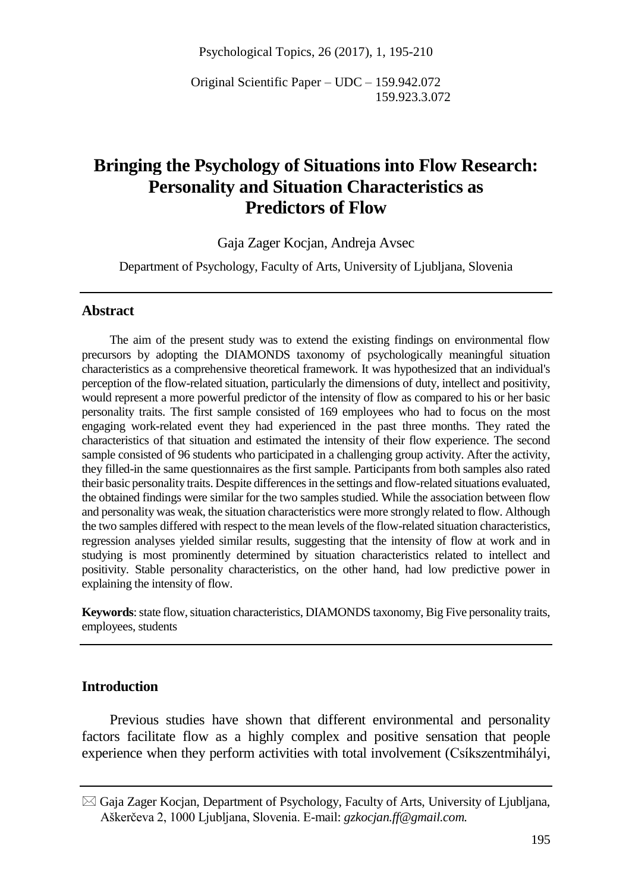Original Scientific Paper – UDC – 159.942.072
159.923.3.072

# Bringing the Psychology of Situations into Flow Research: Personality and Situation Characteristics as Predictors of Flow

Gaja Zager Kocjan, Andreja Avsec

Department of Psychology, Faculty of Arts, University of Ljubljana, Slovenia

## Abstract

The aim of the present study was to extend the existing findings on environmental flow precursors by adopting the DIAMONDS taxonomy of psychologically meaningful situation characteristics as a comprehensive theoretical framework. It was hypothesized that an individual's perception of the flow-related situation, particularly the dimensions of duty, intellect and positivity, would represent a more powerful predictor of the intensity of flow as compared to his or her basic personality traits. The first sample consisted of 169 employees who had to focus on the most engaging work-related event they had experienced in the past three months. They rated the characteristics of that situation and estimated the intensity of their flow experience. The second sample consisted of 96 students who participated in a challenging group activity. After the activity, they filled-in the same questionnaires as the first sample. Participants from both samples also rated their basic personality traits. Despite differences in the settings and flow-related situations evaluated, the obtained findings were similar for the two samples studied. While the association between flow and personality was weak, the situation characteristics were more strongly related to flow. Although the two samples differed with respect to the mean levels of the flow-related situation characteristics, regression analyses yielded similar results, suggesting that the intensity of flow at work and in studying is most prominently determined by situation characteristics related to intellect and positivity. Stable personality characteristics, on the other hand, had low predictive power in explaining the intensity of flow.

**Keywords**: state flow, situation characteristics, DIAMONDS taxonomy, Big Five personality traits, employees, students

## Introduction

Previous studies have shown that different environmental and personality factors facilitate flow as a highly complex and positive sensation that people experience when they perform activities with total involvement (Csíkszentmihályi,

✉ Gaja Zager Kocjan, Department of Psychology, Faculty of Arts, University of Ljubljana, Aškerčeva 2, 1000 Ljubljana, Slovenia. E-mail: *gzkocjan.ff@gmail.com.*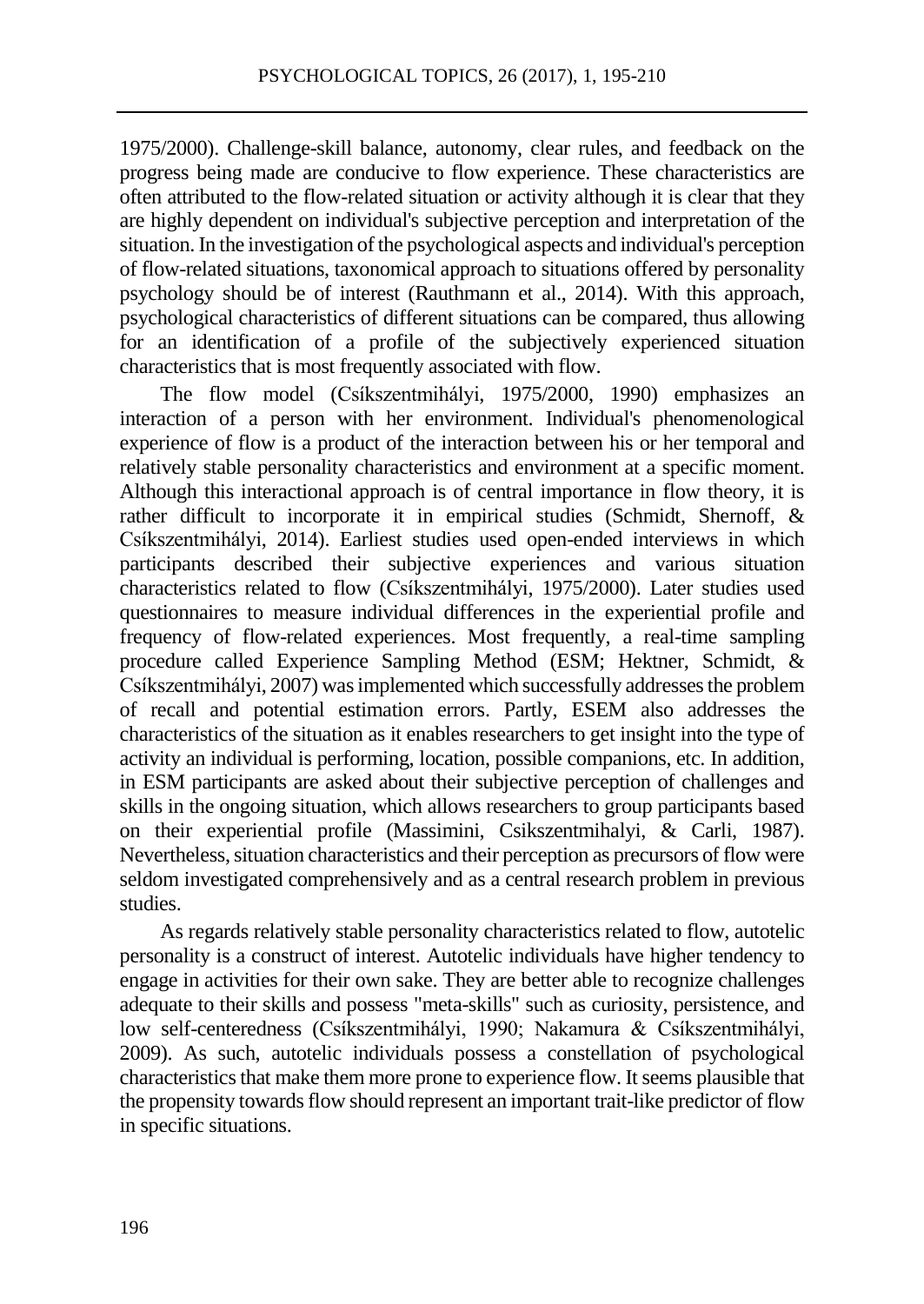1975/2000). Challenge-skill balance, autonomy, clear rules, and feedback on the progress being made are conducive to flow experience. These characteristics are often attributed to the flow-related situation or activity although it is clear that they are highly dependent on individual's subjective perception and interpretation of the situation. In the investigation of the psychological aspects and individual's perception of flow-related situations, taxonomical approach to situations offered by personality psychology should be of interest (Rauthmann et al., 2014). With this approach, psychological characteristics of different situations can be compared, thus allowing for an identification of a profile of the subjectively experienced situation characteristics that is most frequently associated with flow.

The flow model (Csíkszentmihályi, 1975/2000, 1990) emphasizes an interaction of a person with her environment. Individual's phenomenological experience of flow is a product of the interaction between his or her temporal and relatively stable personality characteristics and environment at a specific moment. Although this interactional approach is of central importance in flow theory, it is rather difficult to incorporate it in empirical studies (Schmidt, Shernoff, & Csíkszentmihályi, 2014). Earliest studies used open-ended interviews in which participants described their subjective experiences and various situation characteristics related to flow (Csíkszentmihályi, 1975/2000). Later studies used questionnaires to measure individual differences in the experiential profile and frequency of flow-related experiences. Most frequently, a real-time sampling procedure called Experience Sampling Method (ESM; Hektner, Schmidt, & Csíkszentmihályi, 2007) was implemented which successfully addresses the problem of recall and potential estimation errors. Partly, ESEM also addresses the characteristics of the situation as it enables researchers to get insight into the type of activity an individual is performing, location, possible companions, etc. In addition, in ESM participants are asked about their subjective perception of challenges and skills in the ongoing situation, which allows researchers to group participants based on their experiential profile (Massimini, Csikszentmihalyi, & Carli, 1987). Nevertheless, situation characteristics and their perception as precursors of flow were seldom investigated comprehensively and as a central research problem in previous studies.

As regards relatively stable personality characteristics related to flow, autotelic personality is a construct of interest. Autotelic individuals have higher tendency to engage in activities for their own sake. They are better able to recognize challenges adequate to their skills and possess "meta-skills" such as curiosity, persistence, and low self-centeredness (Csíkszentmihályi, 1990; Nakamura & Csíkszentmihályi, 2009). As such, autotelic individuals possess a constellation of psychological characteristics that make them more prone to experience flow. It seems plausible that the propensity towards flow should represent an important trait-like predictor of flow in specific situations.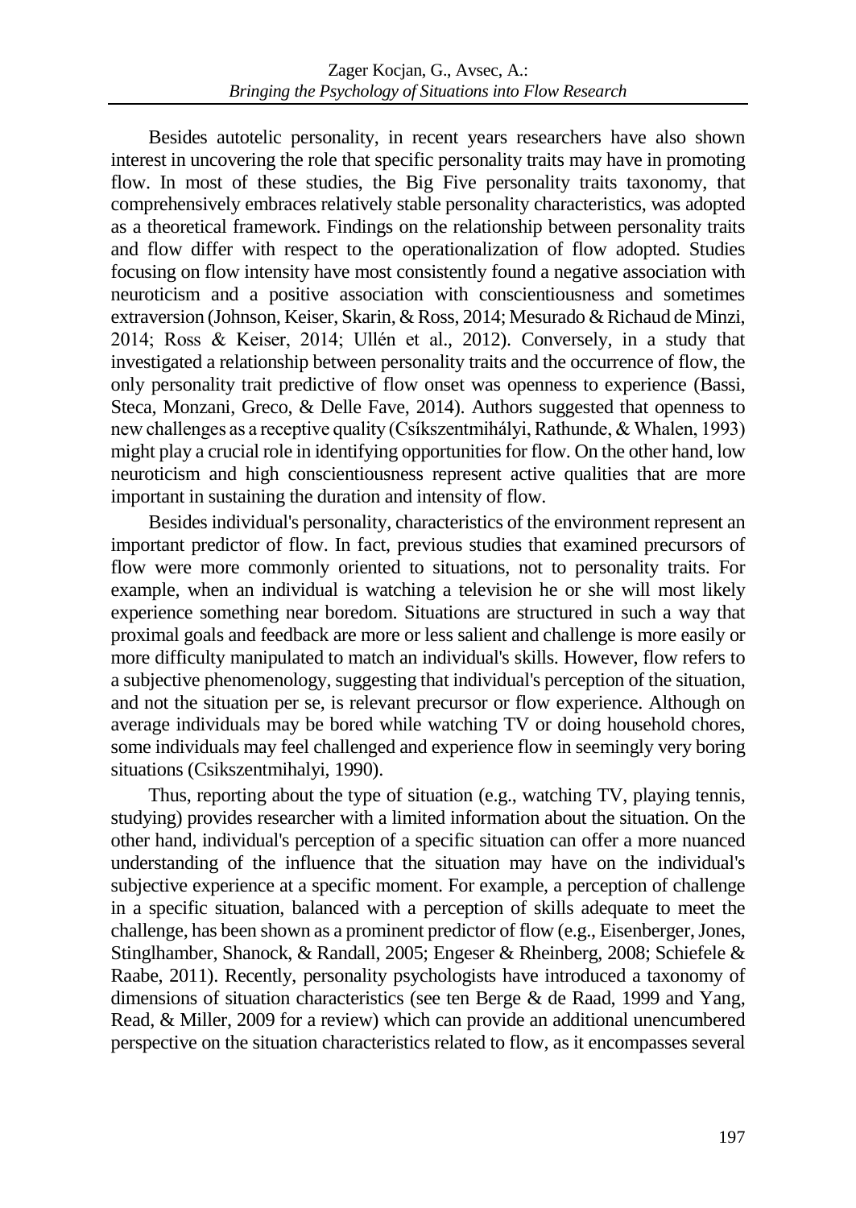Besides autotelic personality, in recent years researchers have also shown interest in uncovering the role that specific personality traits may have in promoting flow. In most of these studies, the Big Five personality traits taxonomy, that comprehensively embraces relatively stable personality characteristics, was adopted as a theoretical framework. Findings on the relationship between personality traits and flow differ with respect to the operationalization of flow adopted. Studies focusing on flow intensity have most consistently found a negative association with neuroticism and a positive association with conscientiousness and sometimes extraversion (Johnson, Keiser, Skarin, & Ross, 2014; Mesurado & Richaud de Minzi, 2014; Ross & Keiser, 2014; Ullén et al., 2012). Conversely, in a study that investigated a relationship between personality traits and the occurrence of flow, the only personality trait predictive of flow onset was openness to experience (Bassi, Steca, Monzani, Greco, & Delle Fave, 2014). Authors suggested that openness to new challenges as a receptive quality (Csíkszentmihályi, Rathunde, & Whalen, 1993) might play a crucial role in identifying opportunities for flow. On the other hand, low neuroticism and high conscientiousness represent active qualities that are more important in sustaining the duration and intensity of flow.

Besides individual's personality, characteristics of the environment represent an important predictor of flow. In fact, previous studies that examined precursors of flow were more commonly oriented to situations, not to personality traits. For example, when an individual is watching a television he or she will most likely experience something near boredom. Situations are structured in such a way that proximal goals and feedback are more or less salient and challenge is more easily or more difficulty manipulated to match an individual's skills. However, flow refers to a subjective phenomenology, suggesting that individual's perception of the situation, and not the situation per se, is relevant precursor or flow experience. Although on average individuals may be bored while watching TV or doing household chores, some individuals may feel challenged and experience flow in seemingly very boring situations (Csikszentmihalyi, 1990).

Thus, reporting about the type of situation (e.g., watching TV, playing tennis, studying) provides researcher with a limited information about the situation. On the other hand, individual's perception of a specific situation can offer a more nuanced understanding of the influence that the situation may have on the individual's subjective experience at a specific moment. For example, a perception of challenge in a specific situation, balanced with a perception of skills adequate to meet the challenge, has been shown as a prominent predictor of flow (e.g., Eisenberger, Jones, Stinglhamber, Shanock, & Randall, 2005; Engeser & Rheinberg, 2008; Schiefele & Raabe, 2011). Recently, personality psychologists have introduced a taxonomy of dimensions of situation characteristics (see ten Berge & de Raad, 1999 and Yang, Read, & Miller, 2009 for a review) which can provide an additional unencumbered perspective on the situation characteristics related to flow, as it encompasses several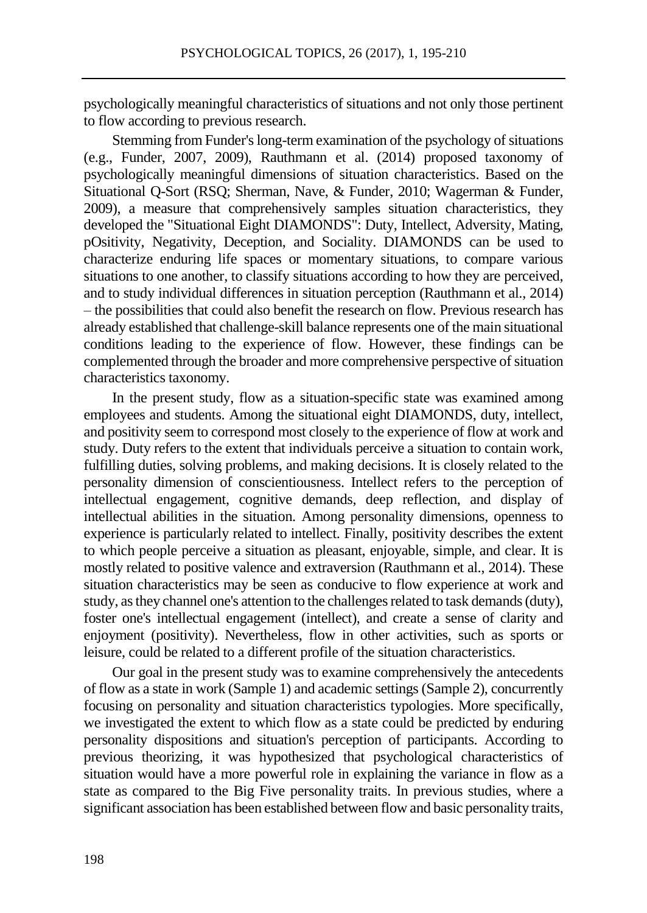psychologically meaningful characteristics of situations and not only those pertinent to flow according to previous research.

Stemming from Funder's long-term examination of the psychology of situations (e.g., Funder, 2007, 2009), Rauthmann et al. (2014) proposed taxonomy of psychologically meaningful dimensions of situation characteristics. Based on the Situational Q-Sort (RSQ; Sherman, Nave, & Funder, 2010; Wagerman & Funder, 2009), a measure that comprehensively samples situation characteristics, they developed the "Situational Eight DIAMONDS": Duty, Intellect, Adversity, Mating, pOsitivity, Negativity, Deception, and Sociality. DIAMONDS can be used to characterize enduring life spaces or momentary situations, to compare various situations to one another, to classify situations according to how they are perceived, and to study individual differences in situation perception (Rauthmann et al., 2014) – the possibilities that could also benefit the research on flow. Previous research has already established that challenge-skill balance represents one of the main situational conditions leading to the experience of flow. However, these findings can be complemented through the broader and more comprehensive perspective of situation characteristics taxonomy.

In the present study, flow as a situation-specific state was examined among employees and students. Among the situational eight DIAMONDS, duty, intellect, and positivity seem to correspond most closely to the experience of flow at work and study. Duty refers to the extent that individuals perceive a situation to contain work, fulfilling duties, solving problems, and making decisions. It is closely related to the personality dimension of conscientiousness. Intellect refers to the perception of intellectual engagement, cognitive demands, deep reflection, and display of intellectual abilities in the situation. Among personality dimensions, openness to experience is particularly related to intellect. Finally, positivity describes the extent to which people perceive a situation as pleasant, enjoyable, simple, and clear. It is mostly related to positive valence and extraversion (Rauthmann et al., 2014). These situation characteristics may be seen as conducive to flow experience at work and study, as they channel one's attention to the challenges related to task demands (duty), foster one's intellectual engagement (intellect), and create a sense of clarity and enjoyment (positivity). Nevertheless, flow in other activities, such as sports or leisure, could be related to a different profile of the situation characteristics.

Our goal in the present study was to examine comprehensively the antecedents of flow as a state in work (Sample 1) and academic settings (Sample 2), concurrently focusing on personality and situation characteristics typologies. More specifically, we investigated the extent to which flow as a state could be predicted by enduring personality dispositions and situation's perception of participants. According to previous theorizing, it was hypothesized that psychological characteristics of situation would have a more powerful role in explaining the variance in flow as a state as compared to the Big Five personality traits. In previous studies, where a significant association has been established between flow and basic personality traits,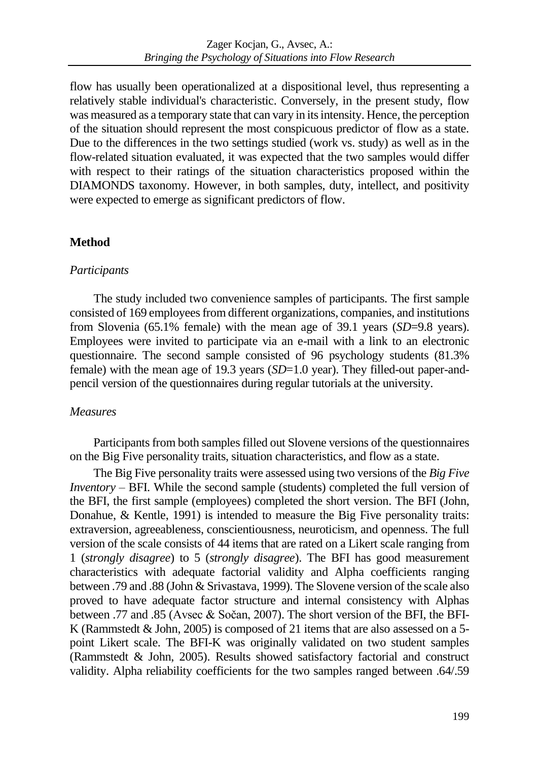flow has usually been operationalized at a dispositional level, thus representing a relatively stable individual's characteristic. Conversely, in the present study, flow was measured as a temporary state that can vary in its intensity. Hence, the perception of the situation should represent the most conspicuous predictor of flow as a state. Due to the differences in the two settings studied (work vs. study) as well as in the flow-related situation evaluated, it was expected that the two samples would differ with respect to their ratings of the situation characteristics proposed within the DIAMONDS taxonomy. However, in both samples, duty, intellect, and positivity were expected to emerge as significant predictors of flow.

## Method

### *Participants*

The study included two convenience samples of participants. The first sample consisted of 169 employees from different organizations, companies, and institutions from Slovenia (65.1% female) with the mean age of 39.1 years (*SD*=9.8 years). Employees were invited to participate via an e-mail with a link to an electronic questionnaire. The second sample consisted of 96 psychology students (81.3% female) with the mean age of 19.3 years (*SD*=1.0 year). They filled-out paper-and-pencil version of the questionnaires during regular tutorials at the university.

### *Measures*

Participants from both samples filled out Slovene versions of the questionnaires on the Big Five personality traits, situation characteristics, and flow as a state.

The Big Five personality traits were assessed using two versions of the *Big Five Inventory* – BFI. While the second sample (students) completed the full version of the BFI, the first sample (employees) completed the short version. The BFI (John, Donahue, & Kentle, 1991) is intended to measure the Big Five personality traits: extraversion, agreeableness, conscientiousness, neuroticism, and openness. The full version of the scale consists of 44 items that are rated on a Likert scale ranging from 1 (*strongly disagree*) to 5 (*strongly disagree*). The BFI has good measurement characteristics with adequate factorial validity and Alpha coefficients ranging between .79 and .88 (John & Srivastava, 1999). The Slovene version of the scale also proved to have adequate factor structure and internal consistency with Alphas between .77 and .85 (Avsec & Sočan, 2007). The short version of the BFI, the BFI-K (Rammstedt & John, 2005) is composed of 21 items that are also assessed on a 5-point Likert scale. The BFI-K was originally validated on two student samples (Rammstedt & John, 2005). Results showed satisfactory factorial and construct validity. Alpha reliability coefficients for the two samples ranged between .64/.59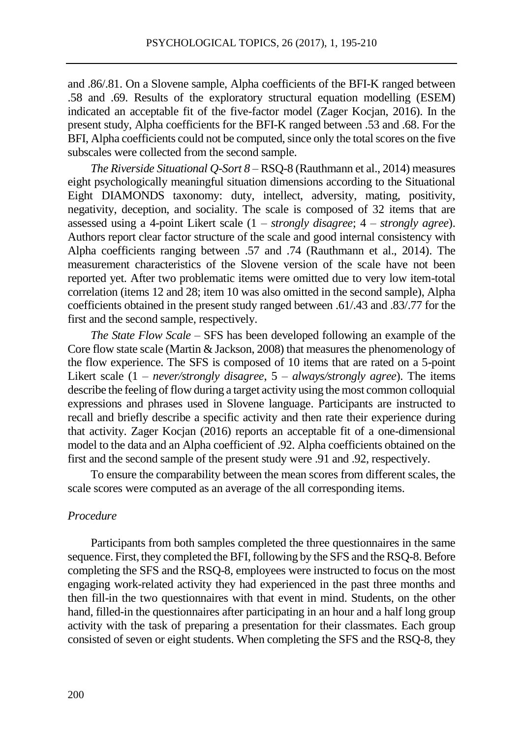and .86/.81. On a Slovene sample, Alpha coefficients of the BFI-K ranged between .58 and .69. Results of the exploratory structural equation modelling (ESEM) indicated an acceptable fit of the five-factor model (Zager Kocjan, 2016). In the present study, Alpha coefficients for the BFI-K ranged between .53 and .68. For the BFI, Alpha coefficients could not be computed, since only the total scores on the five subscales were collected from the second sample.

*The Riverside Situational Q-Sort 8* – RSQ-8 (Rauthmann et al., 2014) measures eight psychologically meaningful situation dimensions according to the Situational Eight DIAMONDS taxonomy: duty, intellect, adversity, mating, positivity, negativity, deception, and sociality. The scale is composed of 32 items that are assessed using a 4-point Likert scale (1 – *strongly disagree*; 4 – *strongly agree*). Authors report clear factor structure of the scale and good internal consistency with Alpha coefficients ranging between .57 and .74 (Rauthmann et al., 2014). The measurement characteristics of the Slovene version of the scale have not been reported yet. After two problematic items were omitted due to very low item-total correlation (items 12 and 28; item 10 was also omitted in the second sample), Alpha coefficients obtained in the present study ranged between .61/.43 and .83/.77 for the first and the second sample, respectively.

*The State Flow Scale* – SFS has been developed following an example of the Core flow state scale (Martin & Jackson, 2008) that measures the phenomenology of the flow experience. The SFS is composed of 10 items that are rated on a 5-point Likert scale (1 – *never/strongly disagree*, 5 – *always/strongly agree*). The items describe the feeling of flow during a target activity using the most common colloquial expressions and phrases used in Slovene language. Participants are instructed to recall and briefly describe a specific activity and then rate their experience during that activity. Zager Kocjan (2016) reports an acceptable fit of a one-dimensional model to the data and an Alpha coefficient of .92. Alpha coefficients obtained on the first and the second sample of the present study were .91 and .92, respectively.

To ensure the comparability between the mean scores from different scales, the scale scores were computed as an average of the all corresponding items.

### *Procedure*

Participants from both samples completed the three questionnaires in the same sequence. First, they completed the BFI, following by the SFS and the RSQ-8. Before completing the SFS and the RSQ-8, employees were instructed to focus on the most engaging work-related activity they had experienced in the past three months and then fill-in the two questionnaires with that event in mind. Students, on the other hand, filled-in the questionnaires after participating in an hour and a half long group activity with the task of preparing a presentation for their classmates. Each group consisted of seven or eight students. When completing the SFS and the RSQ-8, they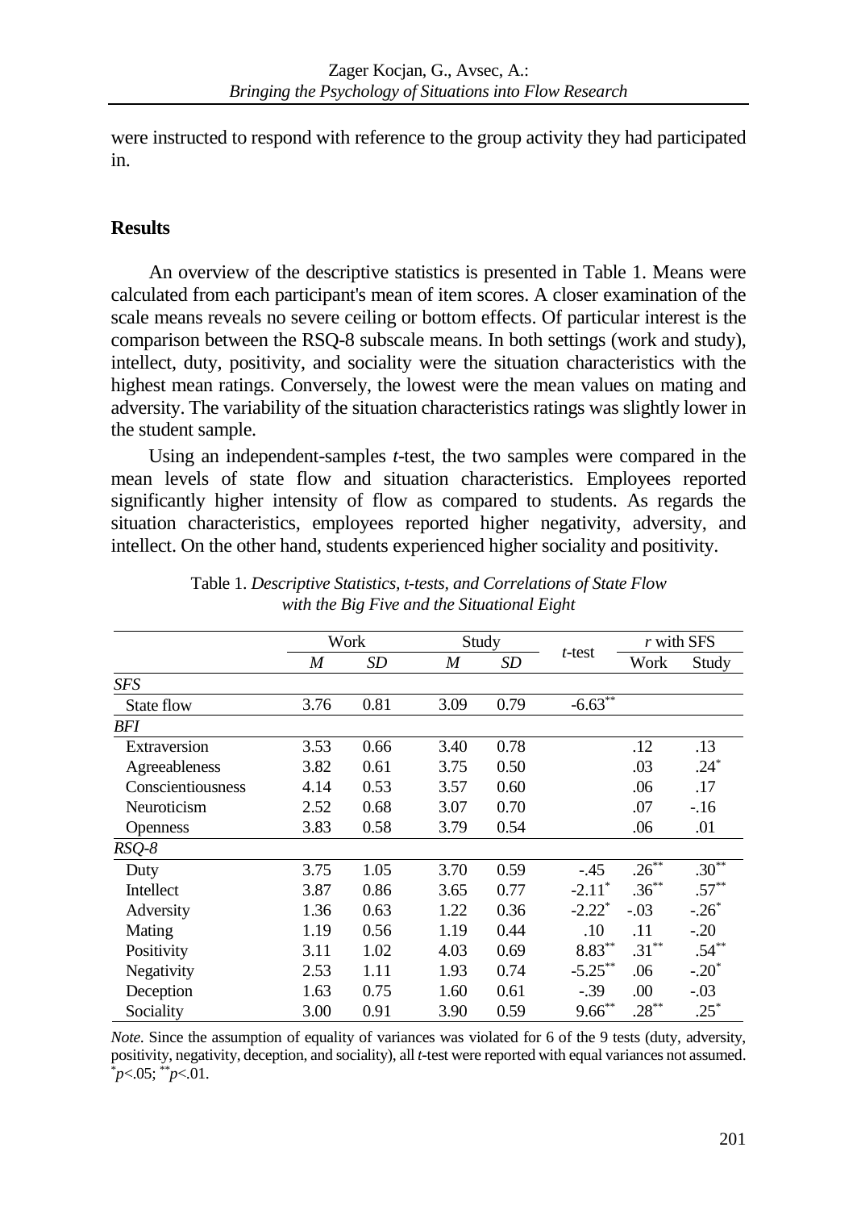were instructed to respond with reference to the group activity they had participated in.

## Results

An overview of the descriptive statistics is presented in Table 1. Means were calculated from each participant's mean of item scores. A closer examination of the scale means reveals no severe ceiling or bottom effects. Of particular interest is the comparison between the RSQ-8 subscale means. In both settings (work and study), intellect, duty, positivity, and sociality were the situation characteristics with the highest mean ratings. Conversely, the lowest were the mean values on mating and adversity. The variability of the situation characteristics ratings was slightly lower in the student sample.

Using an independent-samples *t*-test, the two samples were compared in the mean levels of state flow and situation characteristics. Employees reported significantly higher intensity of flow as compared to students. As regards the situation characteristics, employees reported higher negativity, adversity, and intellect. On the other hand, students experienced higher sociality and positivity.

Table 1. *Descriptive Statistics, t-tests, and Correlations of State Flow with the Big Five and the Situational Eight*

| | Work | | Study | | *t*-test | *r* with SFS | |
|---|---|---|---|---|---|---|---|
| | *M* | *SD* | *M* | *SD* | | Work | Study |
| *SFS* | | | | | | | |
| State flow | 3.76 | 0.81 | 3.09 | 0.79 | -6.63** | | |
| *BFI* | | | | | | | |
| Extraversion | 3.53 | 0.66 | 3.40 | 0.78 | | .12 | .13 |
| Agreeableness | 3.82 | 0.61 | 3.75 | 0.50 | | .03 | .24* |
| Conscientiousness | 4.14 | 0.53 | 3.57 | 0.60 | | .06 | .17 |
| Neuroticism | 2.52 | 0.68 | 3.07 | 0.70 | | .07 | -.16 |
| Openness | 3.83 | 0.58 | 3.79 | 0.54 | | .06 | .01 |
| *RSQ-8* | | | | | | | |
| Duty | 3.75 | 1.05 | 3.70 | 0.59 | -.45 | .26** | .30** |
| Intellect | 3.87 | 0.86 | 3.65 | 0.77 | -2.11* | .36** | .57** |
| Adversity | 1.36 | 0.63 | 1.22 | 0.36 | -2.22* | -.03 | -.26* |
| Mating | 1.19 | 0.56 | 1.19 | 0.44 | .10 | .11 | -.20 |
| Positivity | 3.11 | 1.02 | 4.03 | 0.69 | 8.83** | .31** | .54** |
| Negativity | 2.53 | 1.11 | 1.93 | 0.74 | -5.25** | .06 | -.20* |
| Deception | 1.63 | 0.75 | 1.60 | 0.61 | -.39 | .00 | -.03 |
| Sociality | 3.00 | 0.91 | 3.90 | 0.59 | 9.66** | .28** | .25* |

*Note.* Since the assumption of equality of variances was violated for 6 of the 9 tests (duty, adversity, positivity, negativity, deception, and sociality), all *t*-test were reported with equal variances not assumed. \*$p$<.05; \*\*$p$<.01.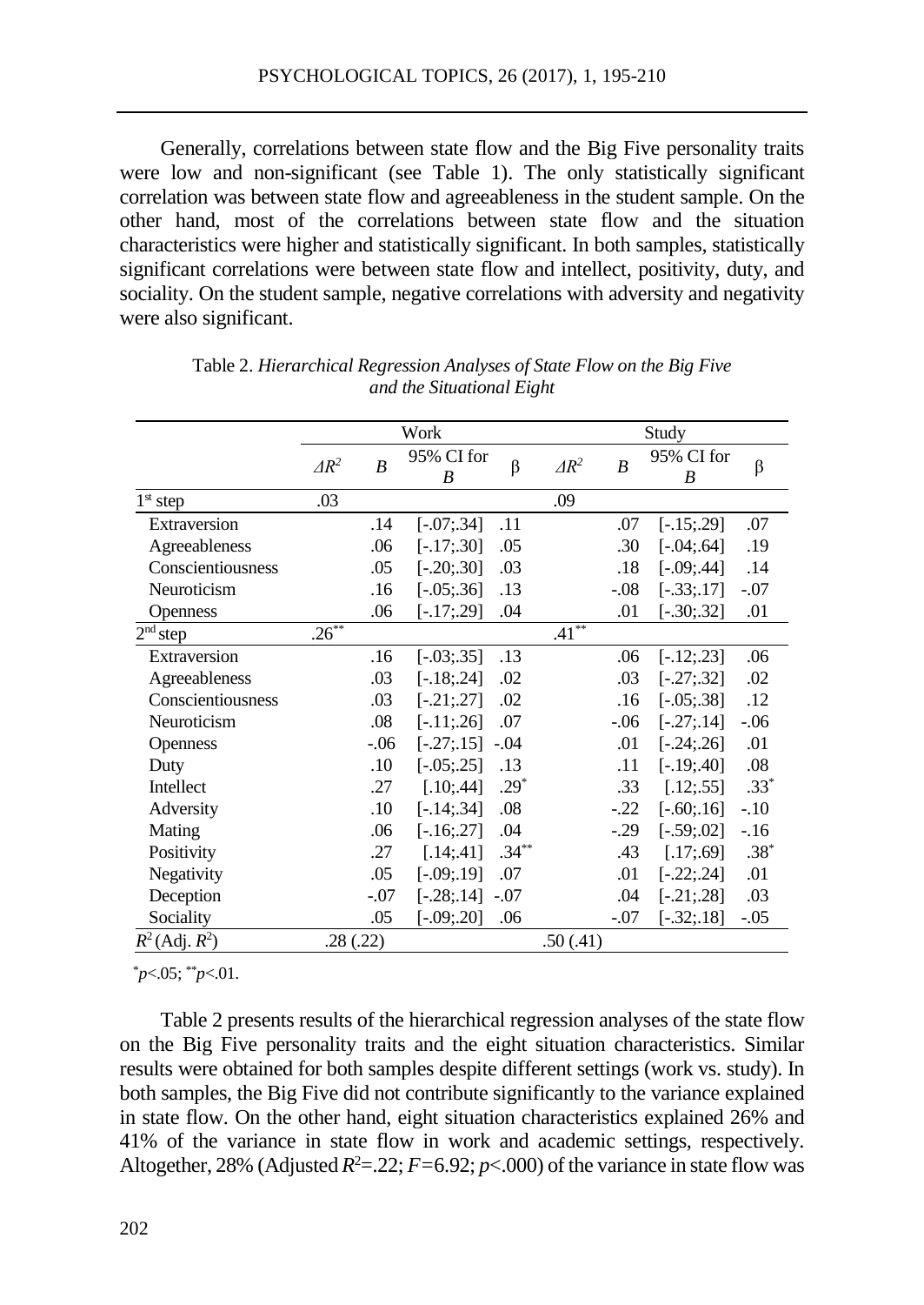Generally, correlations between state flow and the Big Five personality traits were low and non-significant (see Table 1). The only statistically significant correlation was between state flow and agreeableness in the student sample. On the other hand, most of the correlations between state flow and the situation characteristics were higher and statistically significant. In both samples, statistically significant correlations were between state flow and intellect, positivity, duty, and sociality. On the student sample, negative correlations with adversity and negativity were also significant.

Table 2. *Hierarchical Regression Analyses of State Flow on the Big Five and the Situational Eight*

| | Work | | | | Study | | | |
|---|---|---|---|---|---|---|---|---|
| | $\Delta R^2$ | *B* | 95% CI for *B* | β | $\Delta R^2$ | *B* | 95% CI for *B* | β |
| 1st step | .03 | | | | .09 | | | |
| Extraversion | | .14 | [-.07;.34] | .11 | | .07 | [-.15;.29] | .07 |
| Agreeableness | | .06 | [-.17;.30] | .05 | | .30 | [-.04;.64] | .19 |
| Conscientiousness | | .05 | [-.20;.30] | .03 | | .18 | [-.09;.44] | .14 |
| Neuroticism | | .16 | [-.05;.36] | .13 | | -.08 | [-.33;.17] | -.07 |
| Openness | | .06 | [-.17;.29] | .04 | | .01 | [-.30;.32] | .01 |
| 2nd step | .26** | | | | .41** | | | |
| Extraversion | | .16 | [-.03;.35] | .13 | | .06 | [-.12;.23] | .06 |
| Agreeableness | | .03 | [-.18;.24] | .02 | | .03 | [-.27;.32] | .02 |
| Conscientiousness | | .03 | [-.21;.27] | .02 | | .16 | [-.05;.38] | .12 |
| Neuroticism | | .08 | [-.11;.26] | .07 | | -.06 | [-.27;.14] | -.06 |
| Openness | | -.06 | [-.27;.15] | -.04 | | .01 | [-.24;.26] | .01 |
| Duty | | .10 | [-.05;.25] | .13 | | .11 | [-.19;.40] | .08 |
| Intellect | | .27 | [.10;.44] | .29* | | .33 | [.12;.55] | .33* |
| Adversity | | .10 | [-.14;.34] | .08 | | -.22 | [-.60;.16] | -.10 |
| Mating | | .06 | [-.16;.27] | .04 | | -.29 | [-.59;.02] | -.16 |
| Positivity | | .27 | [.14;.41] | .34** | | .43 | [.17;.69] | .38* |
| Negativity | | .05 | [-.09;.19] | .07 | | .01 | [-.22;.24] | .01 |
| Deception | | -.07 | [-.28;.14] | -.07 | | .04 | [-.21;.28] | .03 |
| Sociality | | .05 | [-.09;.20] | .06 | | -.07 | [-.32;.18] | -.05 |
| $R^2$ (Adj. $R^2$) | .28 (.22) | | | | .50 (.41) | | | |

*$p<.05$; **$p<.01$.

Table 2 presents results of the hierarchical regression analyses of the state flow on the Big Five personality traits and the eight situation characteristics. Similar results were obtained for both samples despite different settings (work vs. study). In both samples, the Big Five did not contribute significantly to the variance explained in state flow. On the other hand, eight situation characteristics explained 26% and 41% of the variance in state flow in work and academic settings, respectively. Altogether, 28% (Adjusted $R^2$=.22; $F$=6.92; $p$<.000) of the variance in state flow was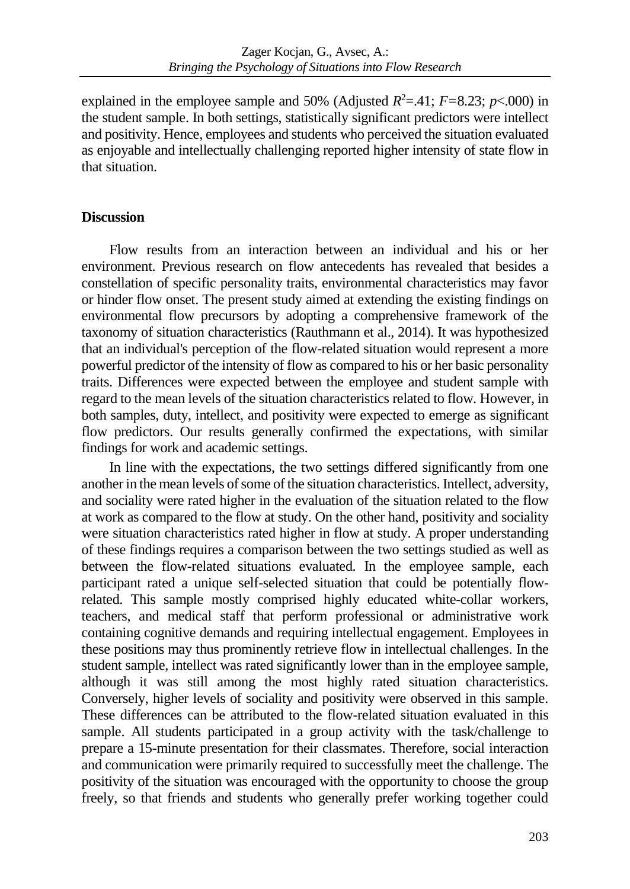explained in the employee sample and 50% (Adjusted $R^2$=.41; $F$=8.23; $p$<.000) in the student sample. In both settings, statistically significant predictors were intellect and positivity. Hence, employees and students who perceived the situation evaluated as enjoyable and intellectually challenging reported higher intensity of state flow in that situation.

## Discussion

Flow results from an interaction between an individual and his or her environment. Previous research on flow antecedents has revealed that besides a constellation of specific personality traits, environmental characteristics may favor or hinder flow onset. The present study aimed at extending the existing findings on environmental flow precursors by adopting a comprehensive framework of the taxonomy of situation characteristics (Rauthmann et al., 2014). It was hypothesized that an individual's perception of the flow-related situation would represent a more powerful predictor of the intensity of flow as compared to his or her basic personality traits. Differences were expected between the employee and student sample with regard to the mean levels of the situation characteristics related to flow. However, in both samples, duty, intellect, and positivity were expected to emerge as significant flow predictors. Our results generally confirmed the expectations, with similar findings for work and academic settings.

In line with the expectations, the two settings differed significantly from one another in the mean levels of some of the situation characteristics. Intellect, adversity, and sociality were rated higher in the evaluation of the situation related to the flow at work as compared to the flow at study. On the other hand, positivity and sociality were situation characteristics rated higher in flow at study. A proper understanding of these findings requires a comparison between the two settings studied as well as between the flow-related situations evaluated. In the employee sample, each participant rated a unique self-selected situation that could be potentially flow-related. This sample mostly comprised highly educated white-collar workers, teachers, and medical staff that perform professional or administrative work containing cognitive demands and requiring intellectual engagement. Employees in these positions may thus prominently retrieve flow in intellectual challenges. In the student sample, intellect was rated significantly lower than in the employee sample, although it was still among the most highly rated situation characteristics. Conversely, higher levels of sociality and positivity were observed in this sample. These differences can be attributed to the flow-related situation evaluated in this sample. All students participated in a group activity with the task/challenge to prepare a 15-minute presentation for their classmates. Therefore, social interaction and communication were primarily required to successfully meet the challenge. The positivity of the situation was encouraged with the opportunity to choose the group freely, so that friends and students who generally prefer working together could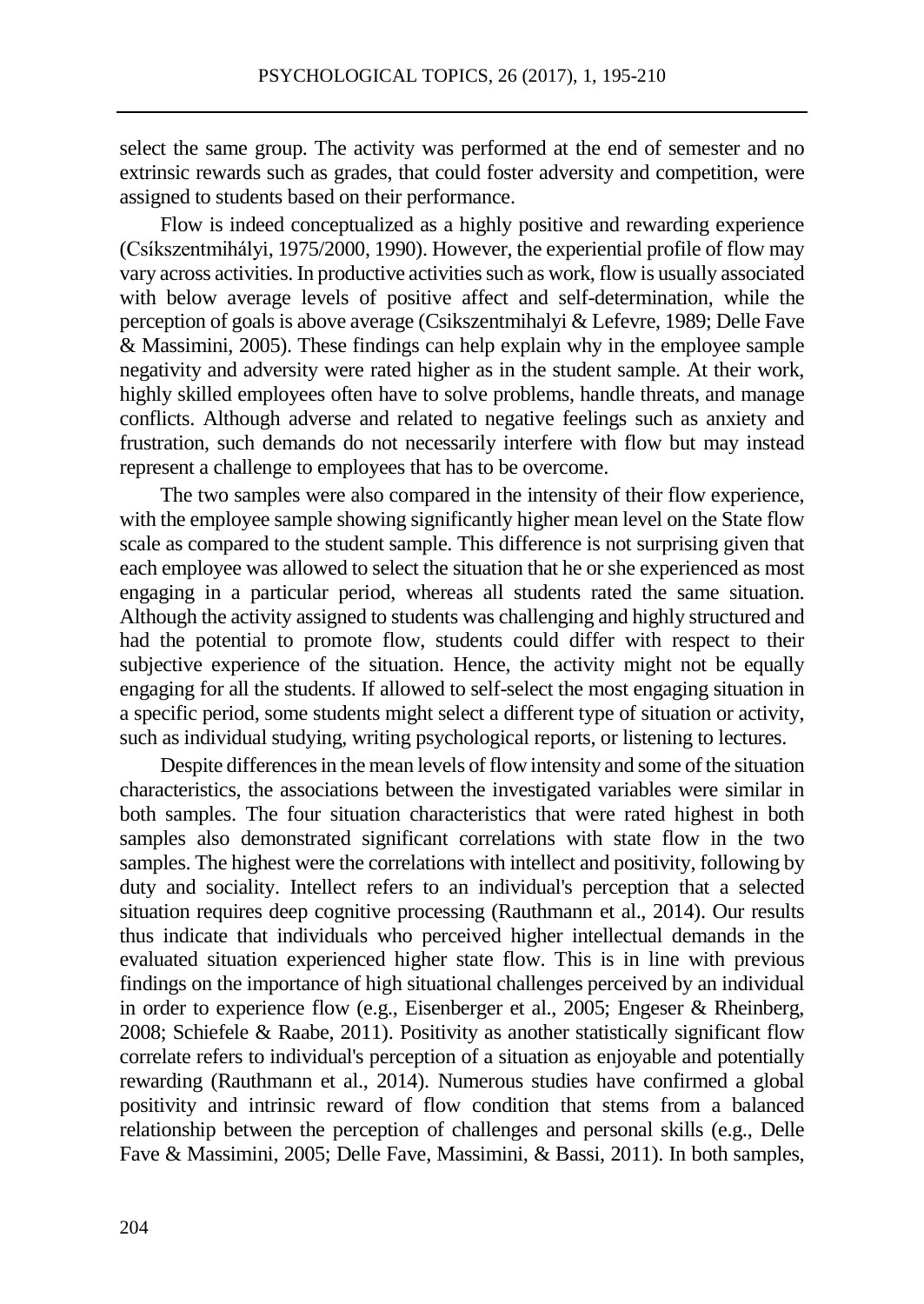select the same group. The activity was performed at the end of semester and no extrinsic rewards such as grades, that could foster adversity and competition, were assigned to students based on their performance.

Flow is indeed conceptualized as a highly positive and rewarding experience (Csíkszentmihályi, 1975/2000, 1990). However, the experiential profile of flow may vary across activities. In productive activities such as work, flow is usually associated with below average levels of positive affect and self-determination, while the perception of goals is above average (Csikszentmihalyi & Lefevre, 1989; Delle Fave & Massimini, 2005). These findings can help explain why in the employee sample negativity and adversity were rated higher as in the student sample. At their work, highly skilled employees often have to solve problems, handle threats, and manage conflicts. Although adverse and related to negative feelings such as anxiety and frustration, such demands do not necessarily interfere with flow but may instead represent a challenge to employees that has to be overcome.

The two samples were also compared in the intensity of their flow experience, with the employee sample showing significantly higher mean level on the State flow scale as compared to the student sample. This difference is not surprising given that each employee was allowed to select the situation that he or she experienced as most engaging in a particular period, whereas all students rated the same situation. Although the activity assigned to students was challenging and highly structured and had the potential to promote flow, students could differ with respect to their subjective experience of the situation. Hence, the activity might not be equally engaging for all the students. If allowed to self-select the most engaging situation in a specific period, some students might select a different type of situation or activity, such as individual studying, writing psychological reports, or listening to lectures.

Despite differences in the mean levels of flow intensity and some of the situation characteristics, the associations between the investigated variables were similar in both samples. The four situation characteristics that were rated highest in both samples also demonstrated significant correlations with state flow in the two samples. The highest were the correlations with intellect and positivity, following by duty and sociality. Intellect refers to an individual's perception that a selected situation requires deep cognitive processing (Rauthmann et al., 2014). Our results thus indicate that individuals who perceived higher intellectual demands in the evaluated situation experienced higher state flow. This is in line with previous findings on the importance of high situational challenges perceived by an individual in order to experience flow (e.g., Eisenberger et al., 2005; Engeser & Rheinberg, 2008; Schiefele & Raabe, 2011). Positivity as another statistically significant flow correlate refers to individual's perception of a situation as enjoyable and potentially rewarding (Rauthmann et al., 2014). Numerous studies have confirmed a global positivity and intrinsic reward of flow condition that stems from a balanced relationship between the perception of challenges and personal skills (e.g., Delle Fave & Massimini, 2005; Delle Fave, Massimini, & Bassi, 2011). In both samples,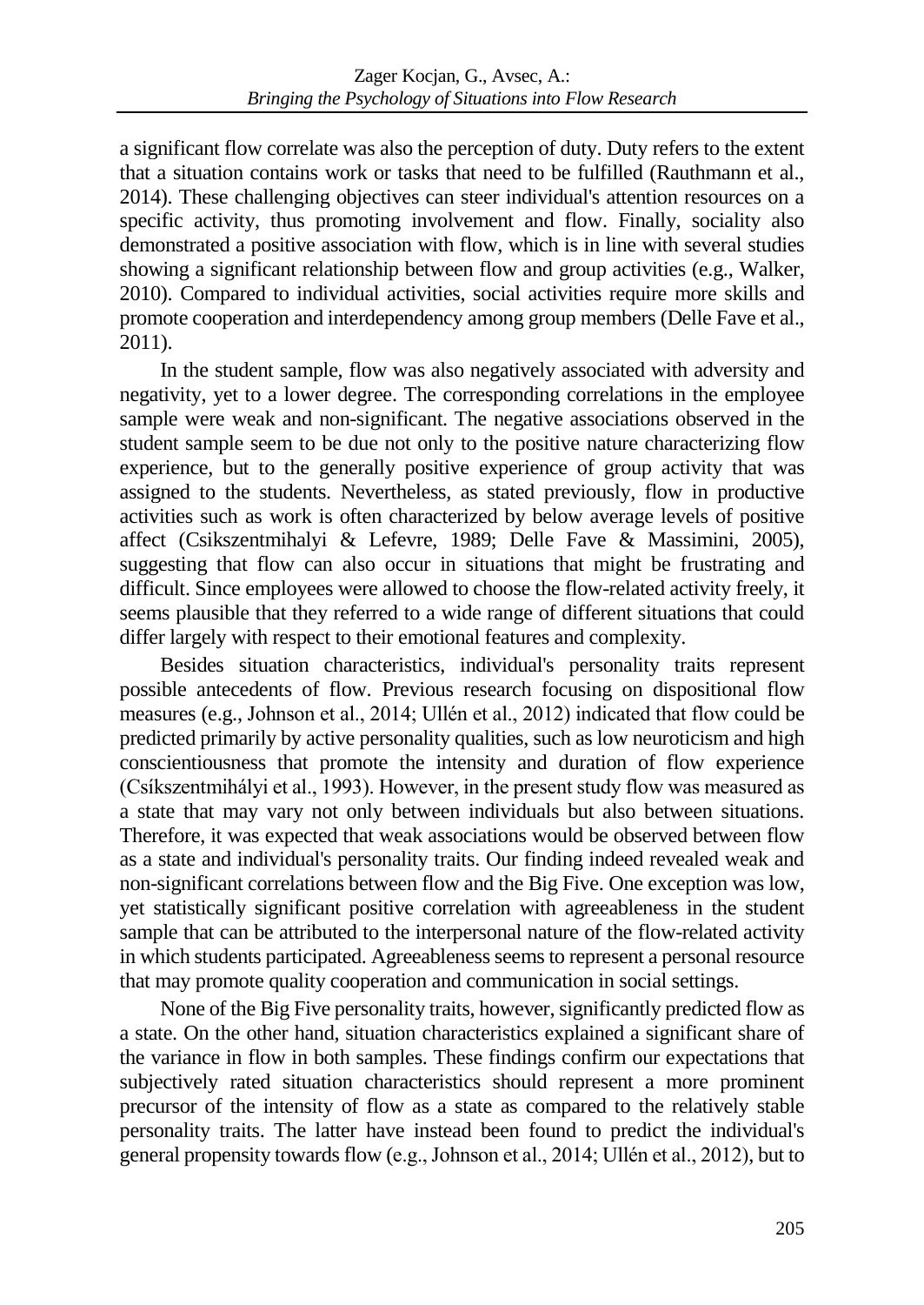a significant flow correlate was also the perception of duty. Duty refers to the extent that a situation contains work or tasks that need to be fulfilled (Rauthmann et al., 2014). These challenging objectives can steer individual's attention resources on a specific activity, thus promoting involvement and flow. Finally, sociality also demonstrated a positive association with flow, which is in line with several studies showing a significant relationship between flow and group activities (e.g., Walker, 2010). Compared to individual activities, social activities require more skills and promote cooperation and interdependency among group members (Delle Fave et al., 2011).

In the student sample, flow was also negatively associated with adversity and negativity, yet to a lower degree. The corresponding correlations in the employee sample were weak and non-significant. The negative associations observed in the student sample seem to be due not only to the positive nature characterizing flow experience, but to the generally positive experience of group activity that was assigned to the students. Nevertheless, as stated previously, flow in productive activities such as work is often characterized by below average levels of positive affect (Csikszentmihalyi & Lefevre, 1989; Delle Fave & Massimini, 2005), suggesting that flow can also occur in situations that might be frustrating and difficult. Since employees were allowed to choose the flow-related activity freely, it seems plausible that they referred to a wide range of different situations that could differ largely with respect to their emotional features and complexity.

Besides situation characteristics, individual's personality traits represent possible antecedents of flow. Previous research focusing on dispositional flow measures (e.g., Johnson et al., 2014; Ullén et al., 2012) indicated that flow could be predicted primarily by active personality qualities, such as low neuroticism and high conscientiousness that promote the intensity and duration of flow experience (Csíkszentmihályi et al., 1993). However, in the present study flow was measured as a state that may vary not only between individuals but also between situations. Therefore, it was expected that weak associations would be observed between flow as a state and individual's personality traits. Our finding indeed revealed weak and non-significant correlations between flow and the Big Five. One exception was low, yet statistically significant positive correlation with agreeableness in the student sample that can be attributed to the interpersonal nature of the flow-related activity in which students participated. Agreeableness seems to represent a personal resource that may promote quality cooperation and communication in social settings.

None of the Big Five personality traits, however, significantly predicted flow as a state. On the other hand, situation characteristics explained a significant share of the variance in flow in both samples. These findings confirm our expectations that subjectively rated situation characteristics should represent a more prominent precursor of the intensity of flow as a state as compared to the relatively stable personality traits. The latter have instead been found to predict the individual's general propensity towards flow (e.g., Johnson et al., 2014; Ullén et al., 2012), but to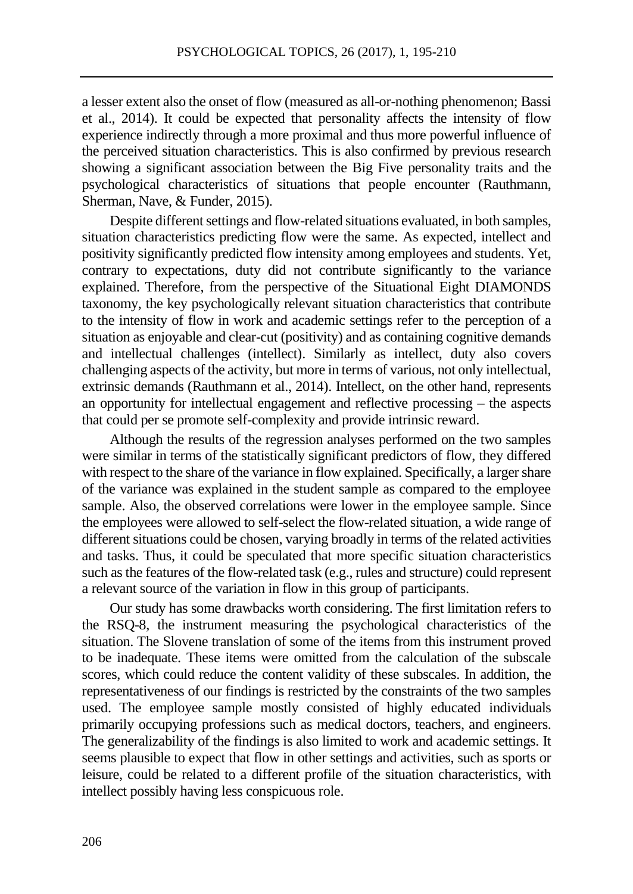a lesser extent also the onset of flow (measured as all-or-nothing phenomenon; Bassi et al., 2014). It could be expected that personality affects the intensity of flow experience indirectly through a more proximal and thus more powerful influence of the perceived situation characteristics. This is also confirmed by previous research showing a significant association between the Big Five personality traits and the psychological characteristics of situations that people encounter (Rauthmann, Sherman, Nave, & Funder, 2015).

Despite different settings and flow-related situations evaluated, in both samples, situation characteristics predicting flow were the same. As expected, intellect and positivity significantly predicted flow intensity among employees and students. Yet, contrary to expectations, duty did not contribute significantly to the variance explained. Therefore, from the perspective of the Situational Eight DIAMONDS taxonomy, the key psychologically relevant situation characteristics that contribute to the intensity of flow in work and academic settings refer to the perception of a situation as enjoyable and clear-cut (positivity) and as containing cognitive demands and intellectual challenges (intellect). Similarly as intellect, duty also covers challenging aspects of the activity, but more in terms of various, not only intellectual, extrinsic demands (Rauthmann et al., 2014). Intellect, on the other hand, represents an opportunity for intellectual engagement and reflective processing – the aspects that could per se promote self-complexity and provide intrinsic reward.

Although the results of the regression analyses performed on the two samples were similar in terms of the statistically significant predictors of flow, they differed with respect to the share of the variance in flow explained. Specifically, a larger share of the variance was explained in the student sample as compared to the employee sample. Also, the observed correlations were lower in the employee sample. Since the employees were allowed to self-select the flow-related situation, a wide range of different situations could be chosen, varying broadly in terms of the related activities and tasks. Thus, it could be speculated that more specific situation characteristics such as the features of the flow-related task (e.g., rules and structure) could represent a relevant source of the variation in flow in this group of participants.

Our study has some drawbacks worth considering. The first limitation refers to the RSQ-8, the instrument measuring the psychological characteristics of the situation. The Slovene translation of some of the items from this instrument proved to be inadequate. These items were omitted from the calculation of the subscale scores, which could reduce the content validity of these subscales. In addition, the representativeness of our findings is restricted by the constraints of the two samples used. The employee sample mostly consisted of highly educated individuals primarily occupying professions such as medical doctors, teachers, and engineers. The generalizability of the findings is also limited to work and academic settings. It seems plausible to expect that flow in other settings and activities, such as sports or leisure, could be related to a different profile of the situation characteristics, with intellect possibly having less conspicuous role.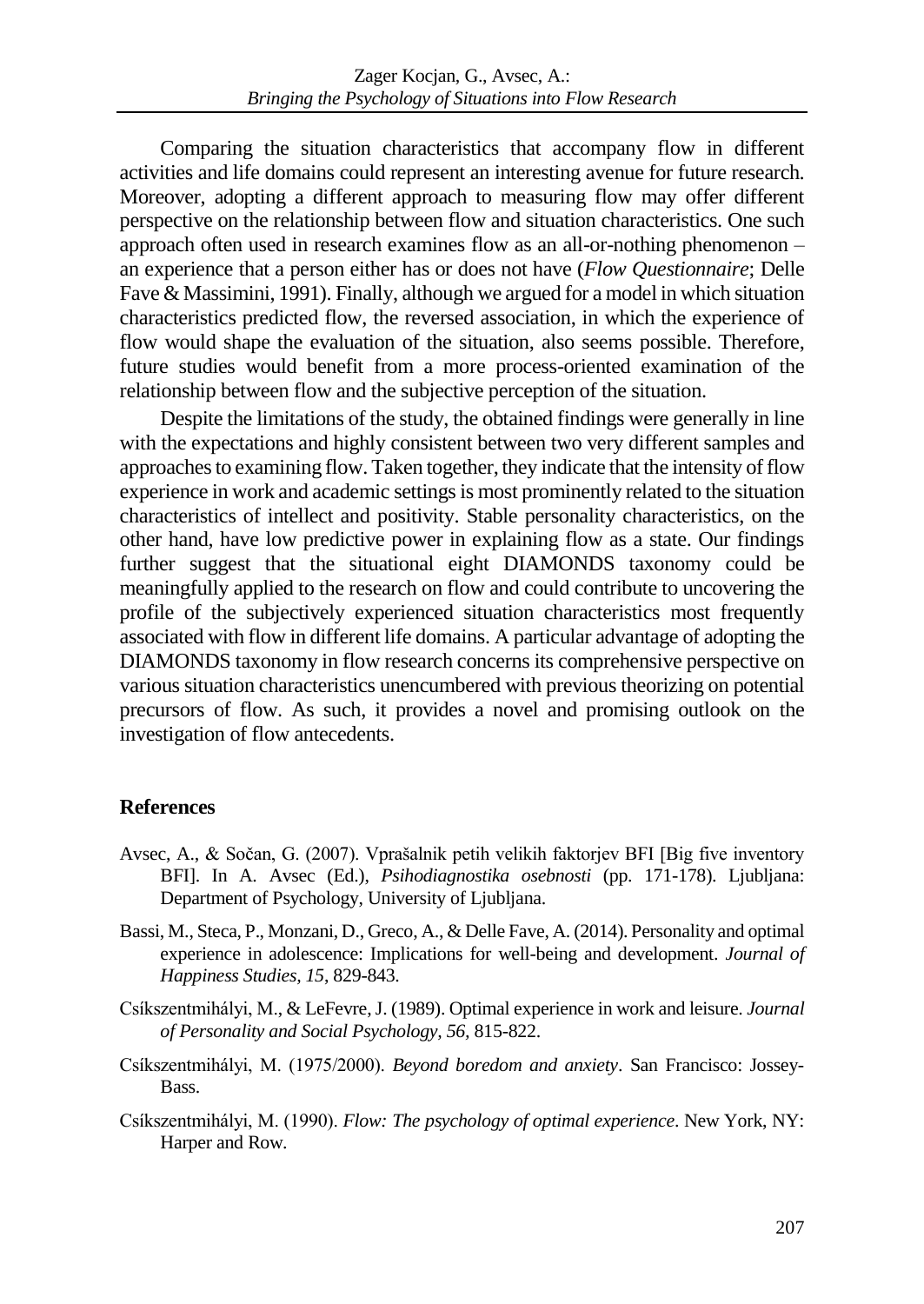Comparing the situation characteristics that accompany flow in different activities and life domains could represent an interesting avenue for future research. Moreover, adopting a different approach to measuring flow may offer different perspective on the relationship between flow and situation characteristics. One such approach often used in research examines flow as an all-or-nothing phenomenon – an experience that a person either has or does not have (*Flow Questionnaire*; Delle Fave & Massimini, 1991). Finally, although we argued for a model in which situation characteristics predicted flow, the reversed association, in which the experience of flow would shape the evaluation of the situation, also seems possible. Therefore, future studies would benefit from a more process-oriented examination of the relationship between flow and the subjective perception of the situation.

Despite the limitations of the study, the obtained findings were generally in line with the expectations and highly consistent between two very different samples and approaches to examining flow. Taken together, they indicate that the intensity of flow experience in work and academic settings is most prominently related to the situation characteristics of intellect and positivity. Stable personality characteristics, on the other hand, have low predictive power in explaining flow as a state. Our findings further suggest that the situational eight DIAMONDS taxonomy could be meaningfully applied to the research on flow and could contribute to uncovering the profile of the subjectively experienced situation characteristics most frequently associated with flow in different life domains. A particular advantage of adopting the DIAMONDS taxonomy in flow research concerns its comprehensive perspective on various situation characteristics unencumbered with previous theorizing on potential precursors of flow. As such, it provides a novel and promising outlook on the investigation of flow antecedents.

## References

Avsec, A., & Sočan, G. (2007). Vprašalnik petih velikih faktorjev BFI [Big five inventory BFI]. In A. Avsec (Ed.), *Psihodiagnostika osebnosti* (pp. 171-178). Ljubljana: Department of Psychology, University of Ljubljana.

Bassi, M., Steca, P., Monzani, D., Greco, A., & Delle Fave, A. (2014). Personality and optimal experience in adolescence: Implications for well-being and development. *Journal of Happiness Studies, 15*, 829-843.

Csíkszentmihályi, M., & LeFevre, J. (1989). Optimal experience in work and leisure. *Journal of Personality and Social Psychology, 56*, 815-822.

Csíkszentmihályi, M. (1975/2000). *Beyond boredom and anxiety*. San Francisco: Jossey-Bass.

Csíkszentmihályi, M. (1990). *Flow: The psychology of optimal experience*. New York, NY: Harper and Row.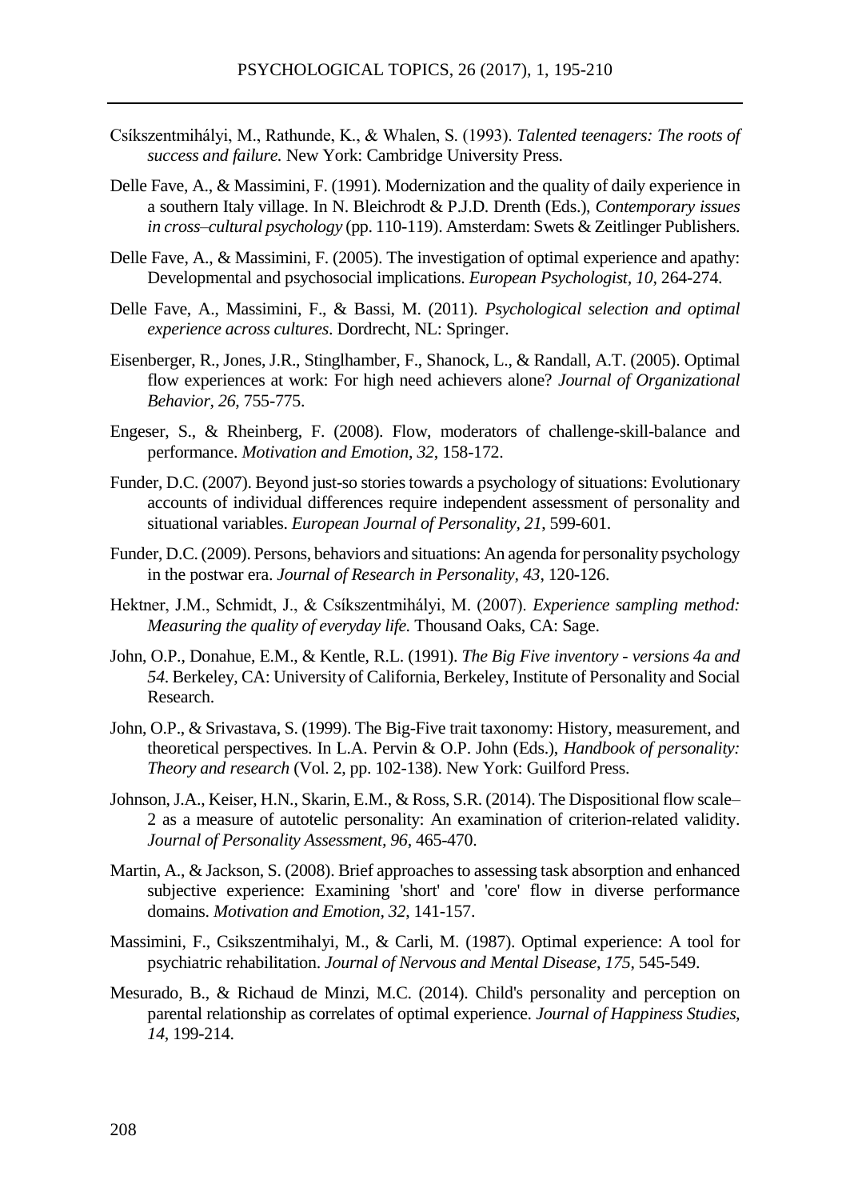Csíkszentmihályi, M., Rathunde, K., & Whalen, S. (1993). *Talented teenagers: The roots of success and failure.* New York: Cambridge University Press.

Delle Fave, A., & Massimini, F. (1991). Modernization and the quality of daily experience in a southern Italy village. In N. Bleichrodt & P.J.D. Drenth (Eds.), *Contemporary issues in cross–cultural psychology* (pp. 110-119). Amsterdam: Swets & Zeitlinger Publishers.

Delle Fave, A., & Massimini, F. (2005). The investigation of optimal experience and apathy: Developmental and psychosocial implications. *European Psychologist, 10*, 264-274.

Delle Fave, A., Massimini, F., & Bassi, M. (2011). *Psychological selection and optimal experience across cultures*. Dordrecht, NL: Springer.

Eisenberger, R., Jones, J.R., Stinglhamber, F., Shanock, L., & Randall, A.T. (2005). Optimal flow experiences at work: For high need achievers alone? *Journal of Organizational Behavior, 26*, 755-775.

Engeser, S., & Rheinberg, F. (2008). Flow, moderators of challenge-skill-balance and performance. *Motivation and Emotion, 32*, 158-172.

Funder, D.C. (2007). Beyond just-so stories towards a psychology of situations: Evolutionary accounts of individual differences require independent assessment of personality and situational variables. *European Journal of Personality, 21*, 599-601.

Funder, D.C. (2009). Persons, behaviors and situations: An agenda for personality psychology in the postwar era. *Journal of Research in Personality, 43*, 120-126.

Hektner, J.M., Schmidt, J., & Csíkszentmihályi, M. (2007). *Experience sampling method: Measuring the quality of everyday life.* Thousand Oaks, CA: Sage.

John, O.P., Donahue, E.M., & Kentle, R.L. (1991). *The Big Five inventory - versions 4a and 54*. Berkeley, CA: University of California, Berkeley, Institute of Personality and Social Research.

John, O.P., & Srivastava, S. (1999). The Big-Five trait taxonomy: History, measurement, and theoretical perspectives. In L.A. Pervin & O.P. John (Eds.), *Handbook of personality: Theory and research* (Vol. 2, pp. 102-138). New York: Guilford Press.

Johnson, J.A., Keiser, H.N., Skarin, E.M., & Ross, S.R. (2014). The Dispositional flow scale–2 as a measure of autotelic personality: An examination of criterion-related validity. *Journal of Personality Assessment, 96*, 465-470.

Martin, A., & Jackson, S. (2008). Brief approaches to assessing task absorption and enhanced subjective experience: Examining 'short' and 'core' flow in diverse performance domains. *Motivation and Emotion, 32*, 141-157.

Massimini, F., Csikszentmihalyi, M., & Carli, M. (1987). Optimal experience: A tool for psychiatric rehabilitation. *Journal of Nervous and Mental Disease, 175*, 545-549.

Mesurado, B., & Richaud de Minzi, M.C. (2014). Child's personality and perception on parental relationship as correlates of optimal experience. *Journal of Happiness Studies, 14*, 199-214.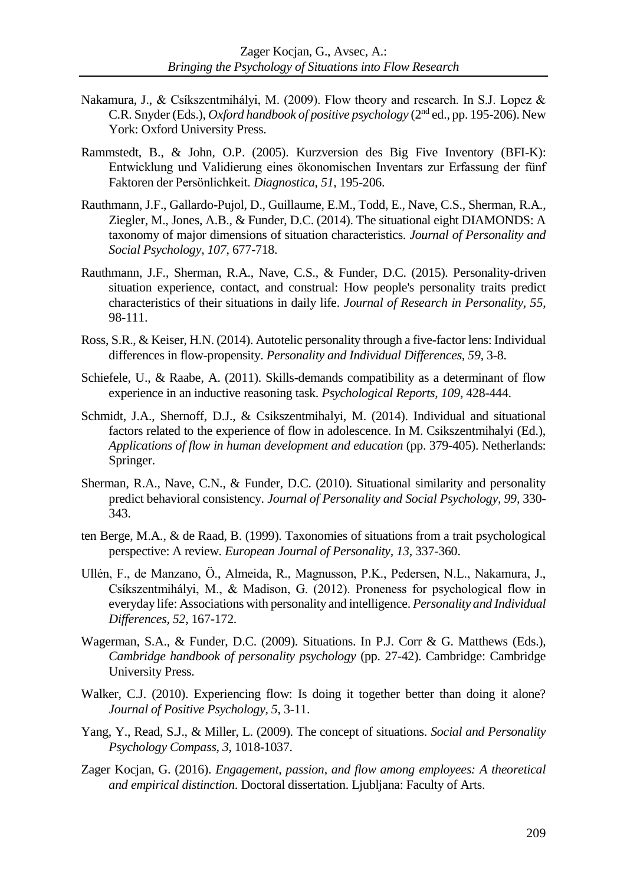Nakamura, J., & Csíkszentmihályi, M. (2009). Flow theory and research. In S.J. Lopez & C.R. Snyder (Eds.), *Oxford handbook of positive psychology* (2nd ed., pp. 195-206). New York: Oxford University Press.

Rammstedt, B., & John, O.P. (2005). Kurzversion des Big Five Inventory (BFI-K): Entwicklung und Validierung eines ökonomischen Inventars zur Erfassung der fünf Faktoren der Persönlichkeit. *Diagnostica*, *51*, 195-206.

Rauthmann, J.F., Gallardo-Pujol, D., Guillaume, E.M., Todd, E., Nave, C.S., Sherman, R.A., Ziegler, M., Jones, A.B., & Funder, D.C. (2014). The situational eight DIAMONDS: A taxonomy of major dimensions of situation characteristics. *Journal of Personality and Social Psychology, 107*, 677-718.

Rauthmann, J.F., Sherman, R.A., Nave, C.S., & Funder, D.C. (2015). Personality-driven situation experience, contact, and construal: How people's personality traits predict characteristics of their situations in daily life. *Journal of Research in Personality, 55*, 98-111.

Ross, S.R., & Keiser, H.N. (2014). Autotelic personality through a five-factor lens: Individual differences in flow-propensity. *Personality and Individual Differences, 59*, 3-8.

Schiefele, U., & Raabe, A. (2011). Skills-demands compatibility as a determinant of flow experience in an inductive reasoning task. *Psychological Reports, 109*, 428-444.

Schmidt, J.A., Shernoff, D.J., & Csikszentmihalyi, M. (2014). Individual and situational factors related to the experience of flow in adolescence. In M. Csikszentmihalyi (Ed.), *Applications of flow in human development and education* (pp. 379-405). Netherlands: Springer.

Sherman, R.A., Nave, C.N., & Funder, D.C. (2010). Situational similarity and personality predict behavioral consistency. *Journal of Personality and Social Psychology, 99*, 330-343.

ten Berge, M.A., & de Raad, B. (1999). Taxonomies of situations from a trait psychological perspective: A review. *European Journal of Personality, 13*, 337-360.

Ullén, F., de Manzano, Ö., Almeida, R., Magnusson, P.K., Pedersen, N.L., Nakamura, J., Csíkszentmihályi, M., & Madison, G. (2012). Proneness for psychological flow in everyday life: Associations with personality and intelligence. *Personality and Individual Differences, 52*, 167-172.

Wagerman, S.A., & Funder, D.C. (2009). Situations. In P.J. Corr & G. Matthews (Eds.), *Cambridge handbook of personality psychology* (pp. 27-42). Cambridge: Cambridge University Press.

Walker, C.J. (2010). Experiencing flow: Is doing it together better than doing it alone? *Journal of Positive Psychology, 5*, 3-11.

Yang, Y., Read, S.J., & Miller, L. (2009). The concept of situations. *Social and Personality Psychology Compass, 3*, 1018-1037.

Zager Kocjan, G. (2016). *Engagement, passion, and flow among employees: A theoretical and empirical distinction*. Doctoral dissertation. Ljubljana: Faculty of Arts.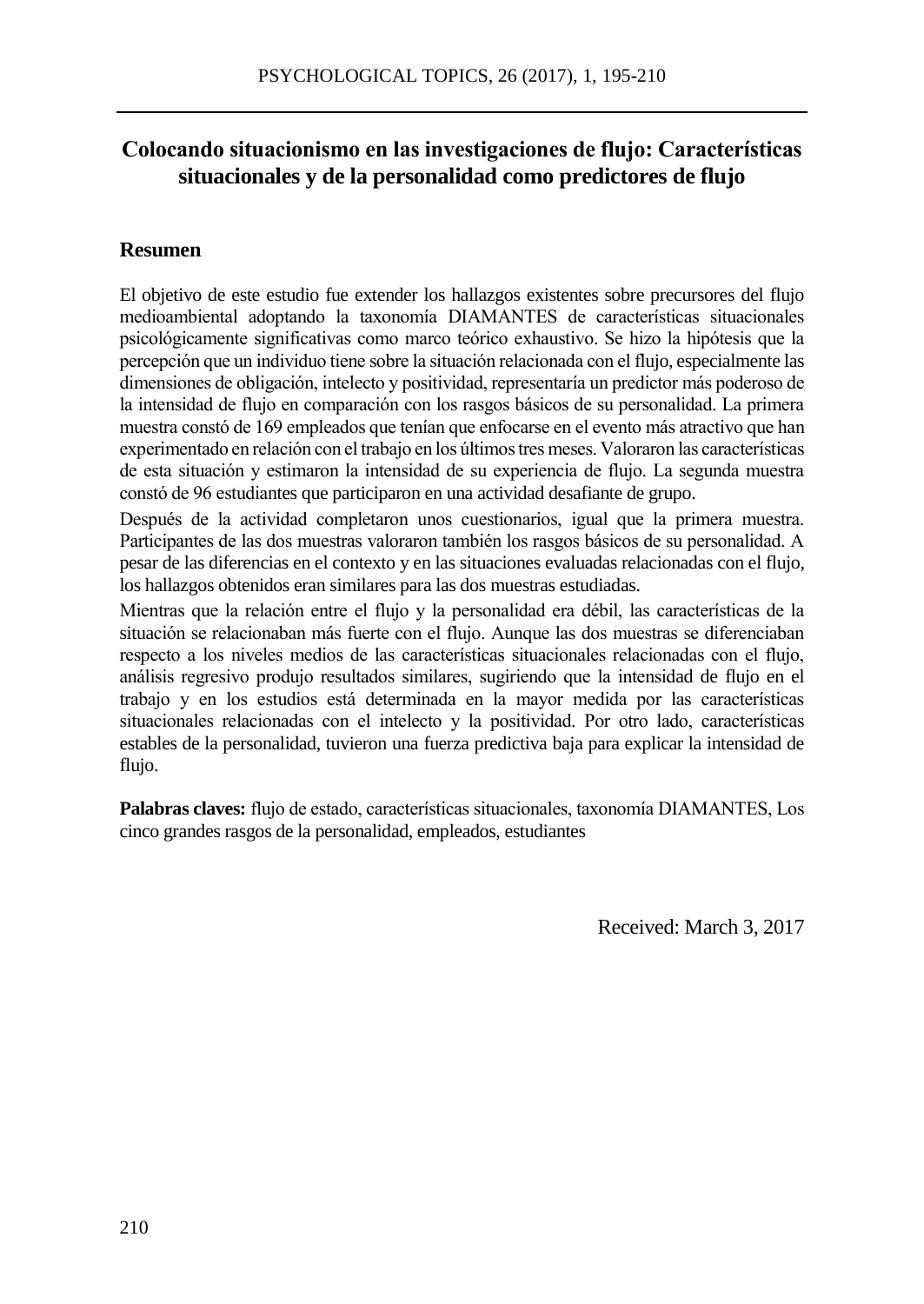# Colocando situacionismo en las investigaciones de flujo: Características situacionales y de la personalidad como predictores de flujo

## Resumen

El objetivo de este estudio fue extender los hallazgos existentes sobre precursores del flujo medioambiental adoptando la taxonomía DIAMANTES de características situacionales psicológicamente significativas como marco teórico exhaustivo. Se hizo la hipótesis que la percepción que un individuo tiene sobre la situación relacionada con el flujo, especialmente las dimensiones de obligación, intelecto y positividad, representaría un predictor más poderoso de la intensidad de flujo en comparación con los rasgos básicos de su personalidad. La primera muestra constó de 169 empleados que tenían que enfocarse en el evento más atractivo que han experimentado en relación con el trabajo en los últimos tres meses. Valoraron las características de esta situación y estimaron la intensidad de su experiencia de flujo. La segunda muestra constó de 96 estudiantes que participaron en una actividad desafiante de grupo.

Después de la actividad completaron unos cuestionarios, igual que la primera muestra. Participantes de las dos muestras valoraron también los rasgos básicos de su personalidad. A pesar de las diferencias en el contexto y en las situaciones evaluadas relacionadas con el flujo, los hallazgos obtenidos eran similares para las dos muestras estudiadas.

Mientras que la relación entre el flujo y la personalidad era débil, las características de la situación se relacionaban más fuerte con el flujo. Aunque las dos muestras se diferenciaban respecto a los niveles medios de las características situacionales relacionadas con el flujo, análisis regresivo produjo resultados similares, sugiriendo que la intensidad de flujo en el trabajo y en los estudios está determinada en la mayor medida por las características situacionales relacionadas con el intelecto y la positividad. Por otro lado, características estables de la personalidad, tuvieron una fuerza predictiva baja para explicar la intensidad de flujo.

**Palabras claves:** flujo de estado, características situacionales, taxonomía DIAMANTES, Los cinco grandes rasgos de la personalidad, empleados, estudiantes

Received: March 3, 2017